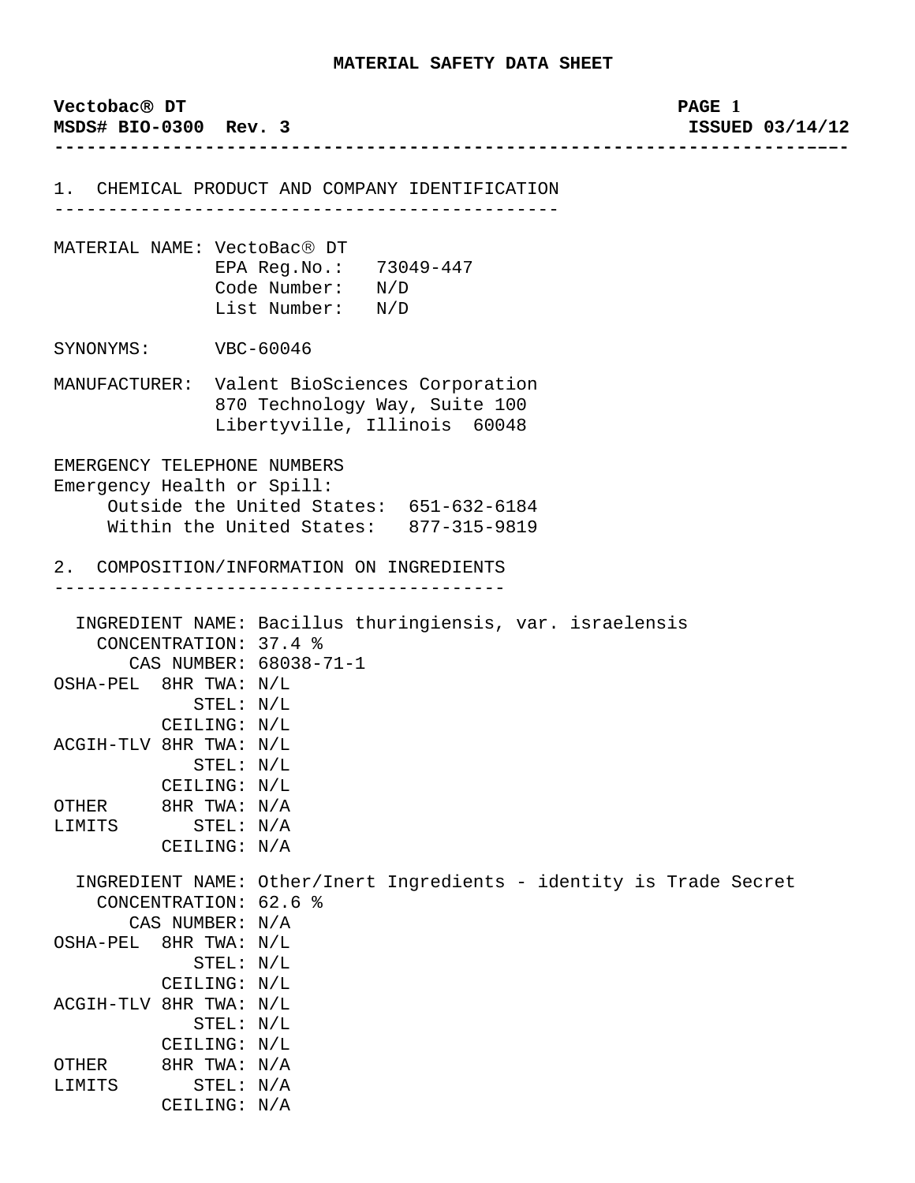# MATERIAL SAFETY DATA SHEET

**Vectobac® DT**
**MSDS# BIO-0300 Rev. 3** **ISSUED 03/14/12**

## 1. CHEMICAL PRODUCT AND COMPANY IDENTIFICATION

MATERIAL NAME: VectoBac® DT
EPA Reg.No.: 73049-447
Code Number: N/D
List Number: N/D

SYNONYMS: VBC-60046

MANUFACTURER: Valent BioSciences Corporation
870 Technology Way, Suite 100
Libertyville, Illinois 60048

EMERGENCY TELEPHONE NUMBERS
Emergency Health or Spill:
Outside the United States: 651-632-6184
Within the United States: 877-315-9819

## 2. COMPOSITION/INFORMATION ON INGREDIENTS

INGREDIENT NAME: Bacillus thuringiensis, var. israelensis
CONCENTRATION: 37.4 %
CAS NUMBER: 68038-71-1

| | | |
|---|---|---|
| OSHA-PEL | 8HR TWA: | N/L |
| | STEL: | N/L |
| | CEILING: | N/L |
| ACGIH-TLV | 8HR TWA: | N/L |
| | STEL: | N/L |
| | CEILING: | N/L |
| OTHER LIMITS | 8HR TWA: | N/A |
| | STEL: | N/A |
| | CEILING: | N/A |

INGREDIENT NAME: Other/Inert Ingredients - identity is Trade Secret
CONCENTRATION: 62.6 %
CAS NUMBER: N/A

| | | |
|---|---|---|
| OSHA-PEL | 8HR TWA: | N/L |
| | STEL: | N/L |
| | CEILING: | N/L |
| ACGIH-TLV | 8HR TWA: | N/L |
| | STEL: | N/L |
| | CEILING: | N/L |
| OTHER LIMITS | 8HR TWA: | N/A |
| | STEL: | N/A |
| | CEILING: | N/A |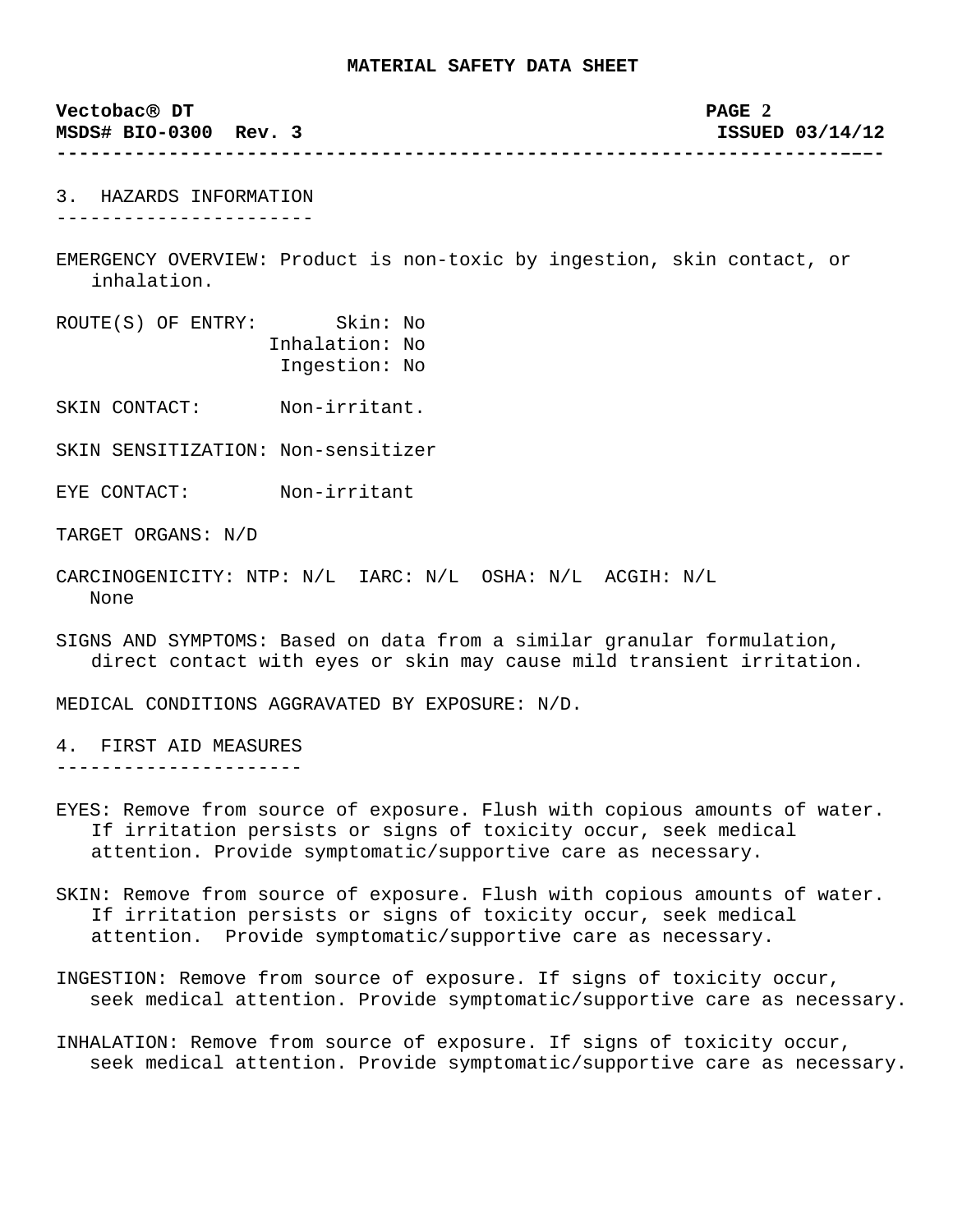## 3. HAZARDS INFORMATION

EMERGENCY OVERVIEW: Product is non-toxic by ingestion, skin contact, or inhalation.

ROUTE(S) OF ENTRY:
- Skin: No
- Inhalation: No
- Ingestion: No

SKIN CONTACT: Non-irritant.

SKIN SENSITIZATION: Non-sensitizer

EYE CONTACT: Non-irritant

TARGET ORGANS: N/D

CARCINOGENICITY: NTP: N/L IARC: N/L OSHA: N/L ACGIH: N/L
None

SIGNS AND SYMPTOMS: Based on data from a similar granular formulation, direct contact with eyes or skin may cause mild transient irritation.

MEDICAL CONDITIONS AGGRAVATED BY EXPOSURE: N/D.

## 4. FIRST AID MEASURES

EYES: Remove from source of exposure. Flush with copious amounts of water. If irritation persists or signs of toxicity occur, seek medical attention. Provide symptomatic/supportive care as necessary.

SKIN: Remove from source of exposure. Flush with copious amounts of water. If irritation persists or signs of toxicity occur, seek medical attention. Provide symptomatic/supportive care as necessary.

INGESTION: Remove from source of exposure. If signs of toxicity occur, seek medical attention. Provide symptomatic/supportive care as necessary.

INHALATION: Remove from source of exposure. If signs of toxicity occur, seek medical attention. Provide symptomatic/supportive care as necessary.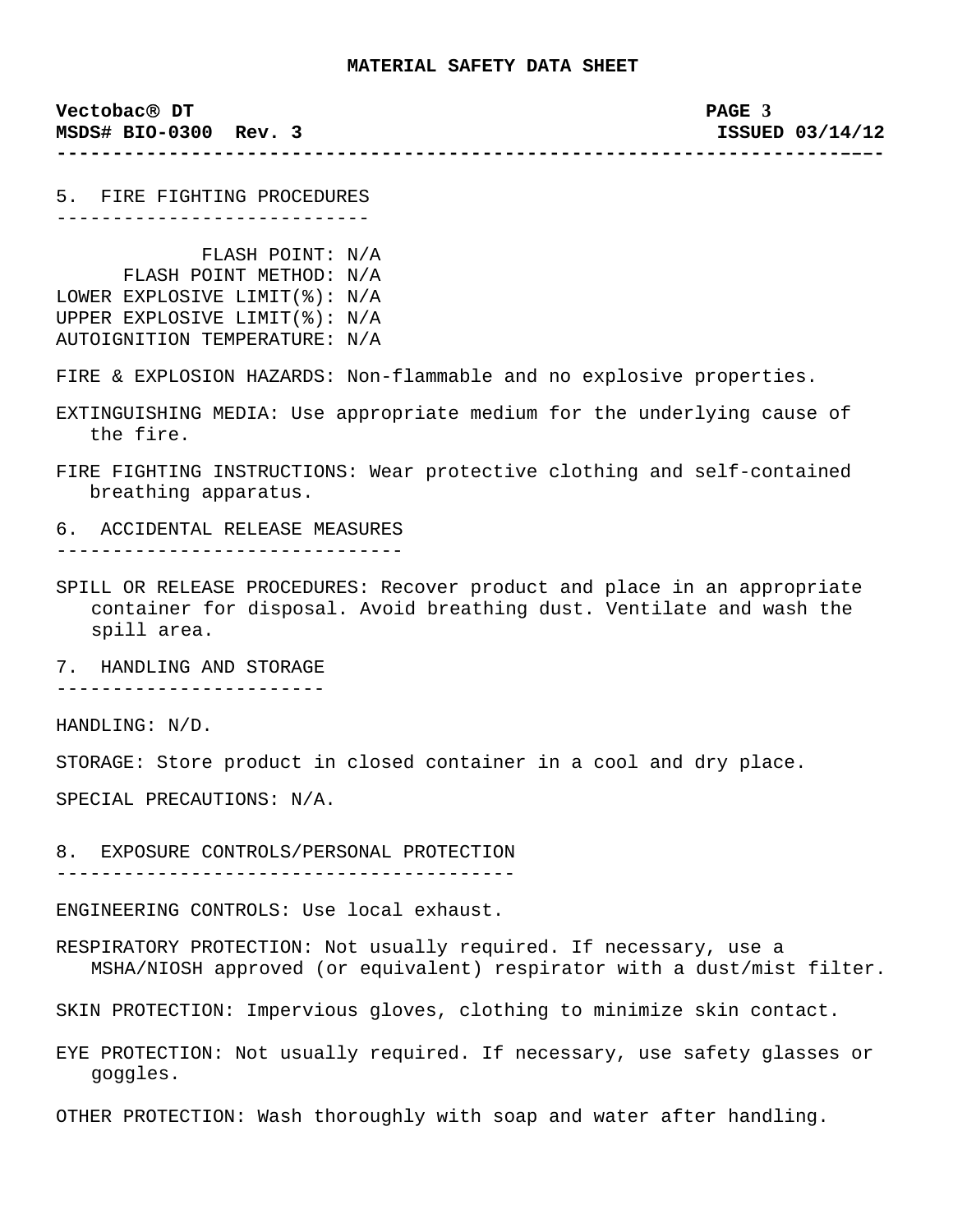## 5. FIRE FIGHTING PROCEDURES

FLASH POINT: N/A
FLASH POINT METHOD: N/A
LOWER EXPLOSIVE LIMIT(%): N/A
UPPER EXPLOSIVE LIMIT(%): N/A
AUTOIGNITION TEMPERATURE: N/A

FIRE & EXPLOSION HAZARDS: Non-flammable and no explosive properties.

EXTINGUISHING MEDIA: Use appropriate medium for the underlying cause of the fire.

FIRE FIGHTING INSTRUCTIONS: Wear protective clothing and self-contained breathing apparatus.

## 6. ACCIDENTAL RELEASE MEASURES

SPILL OR RELEASE PROCEDURES: Recover product and place in an appropriate container for disposal. Avoid breathing dust. Ventilate and wash the spill area.

## 7. HANDLING AND STORAGE

HANDLING: N/D.

STORAGE: Store product in closed container in a cool and dry place.

SPECIAL PRECAUTIONS: N/A.

## 8. EXPOSURE CONTROLS/PERSONAL PROTECTION

ENGINEERING CONTROLS: Use local exhaust.

RESPIRATORY PROTECTION: Not usually required. If necessary, use a MSHA/NIOSH approved (or equivalent) respirator with a dust/mist filter.

SKIN PROTECTION: Impervious gloves, clothing to minimize skin contact.

EYE PROTECTION: Not usually required. If necessary, use safety glasses or goggles.

OTHER PROTECTION: Wash thoroughly with soap and water after handling.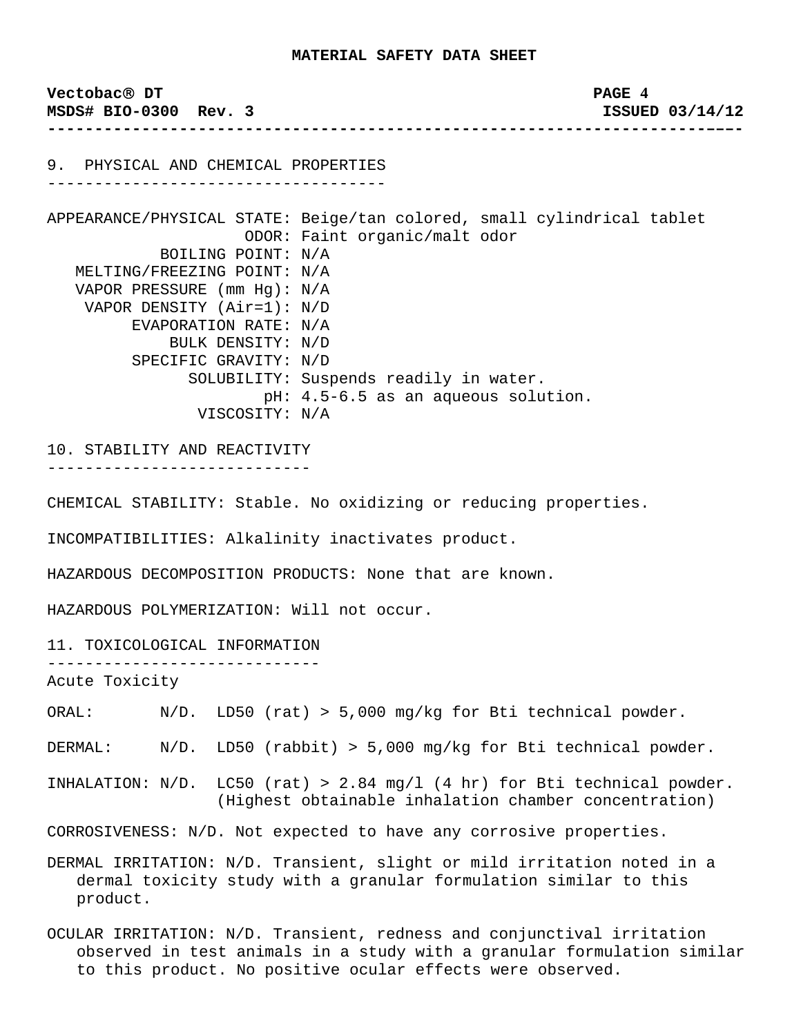**MATERIAL SAFETY DATA SHEET**

**Vectobac® DT**
**MSDS# BIO-0300 Rev. 3**
**ISSUED 03/14/12**

## 9. PHYSICAL AND CHEMICAL PROPERTIES

APPEARANCE/PHYSICAL STATE: Beige/tan colored, small cylindrical tablet
ODOR: Faint organic/malt odor
BOILING POINT: N/A
MELTING/FREEZING POINT: N/A
VAPOR PRESSURE (mm Hg): N/A
VAPOR DENSITY (Air=1): N/D
EVAPORATION RATE: N/A
BULK DENSITY: N/D
SPECIFIC GRAVITY: N/D
SOLUBILITY: Suspends readily in water.
pH: 4.5-6.5 as an aqueous solution.
VISCOSITY: N/A

## 10. STABILITY AND REACTIVITY

CHEMICAL STABILITY: Stable. No oxidizing or reducing properties.

INCOMPATIBILITIES: Alkalinity inactivates product.

HAZARDOUS DECOMPOSITION PRODUCTS: None that are known.

HAZARDOUS POLYMERIZATION: Will not occur.

## 11. TOXICOLOGICAL INFORMATION

Acute Toxicity

ORAL: N/D. LD50 (rat) > 5,000 mg/kg for Bti technical powder.

DERMAL: N/D. LD50 (rabbit) > 5,000 mg/kg for Bti technical powder.

INHALATION: N/D. LC50 (rat) > 2.84 mg/l (4 hr) for Bti technical powder. (Highest obtainable inhalation chamber concentration)

CORROSIVENESS: N/D. Not expected to have any corrosive properties.

DERMAL IRRITATION: N/D. Transient, slight or mild irritation noted in a dermal toxicity study with a granular formulation similar to this product.

OCULAR IRRITATION: N/D. Transient, redness and conjunctival irritation observed in test animals in a study with a granular formulation similar to this product. No positive ocular effects were observed.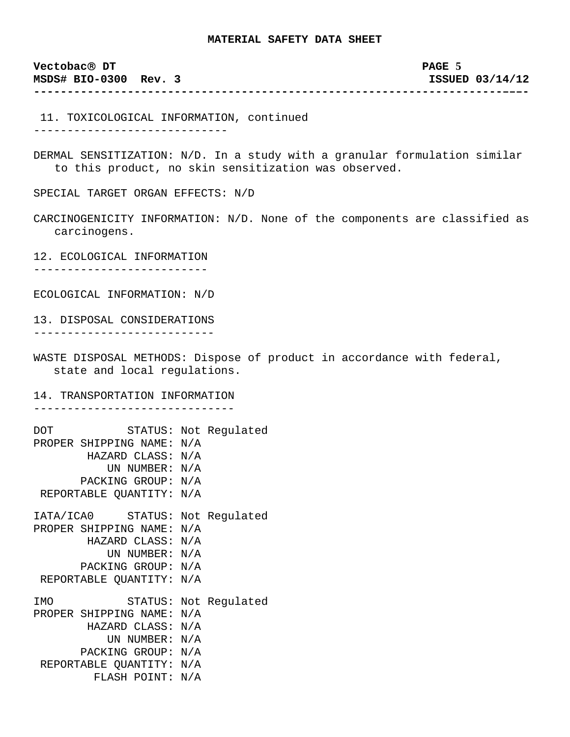# MATERIAL SAFETY DATA SHEET

## 11. TOXICOLOGICAL INFORMATION, continued

DERMAL SENSITIZATION: N/D. In a study with a granular formulation similar to this product, no skin sensitization was observed.

SPECIAL TARGET ORGAN EFFECTS: N/D

CARCINOGENICITY INFORMATION: N/D. None of the components are classified as carcinogens.

## 12. ECOLOGICAL INFORMATION

ECOLOGICAL INFORMATION: N/D

## 13. DISPOSAL CONSIDERATIONS

WASTE DISPOSAL METHODS: Dispose of product in accordance with federal, state and local regulations.

## 14. TRANSPORTATION INFORMATION

DOT STATUS: Not Regulated
PROPER SHIPPING NAME: N/A
HAZARD CLASS: N/A
UN NUMBER: N/A
PACKING GROUP: N/A
REPORTABLE QUANTITY: N/A

IATA/ICA0 STATUS: Not Regulated
PROPER SHIPPING NAME: N/A
HAZARD CLASS: N/A
UN NUMBER: N/A
PACKING GROUP: N/A
REPORTABLE QUANTITY: N/A

IMO STATUS: Not Regulated
PROPER SHIPPING NAME: N/A
HAZARD CLASS: N/A
UN NUMBER: N/A
PACKING GROUP: N/A
REPORTABLE QUANTITY: N/A
FLASH POINT: N/A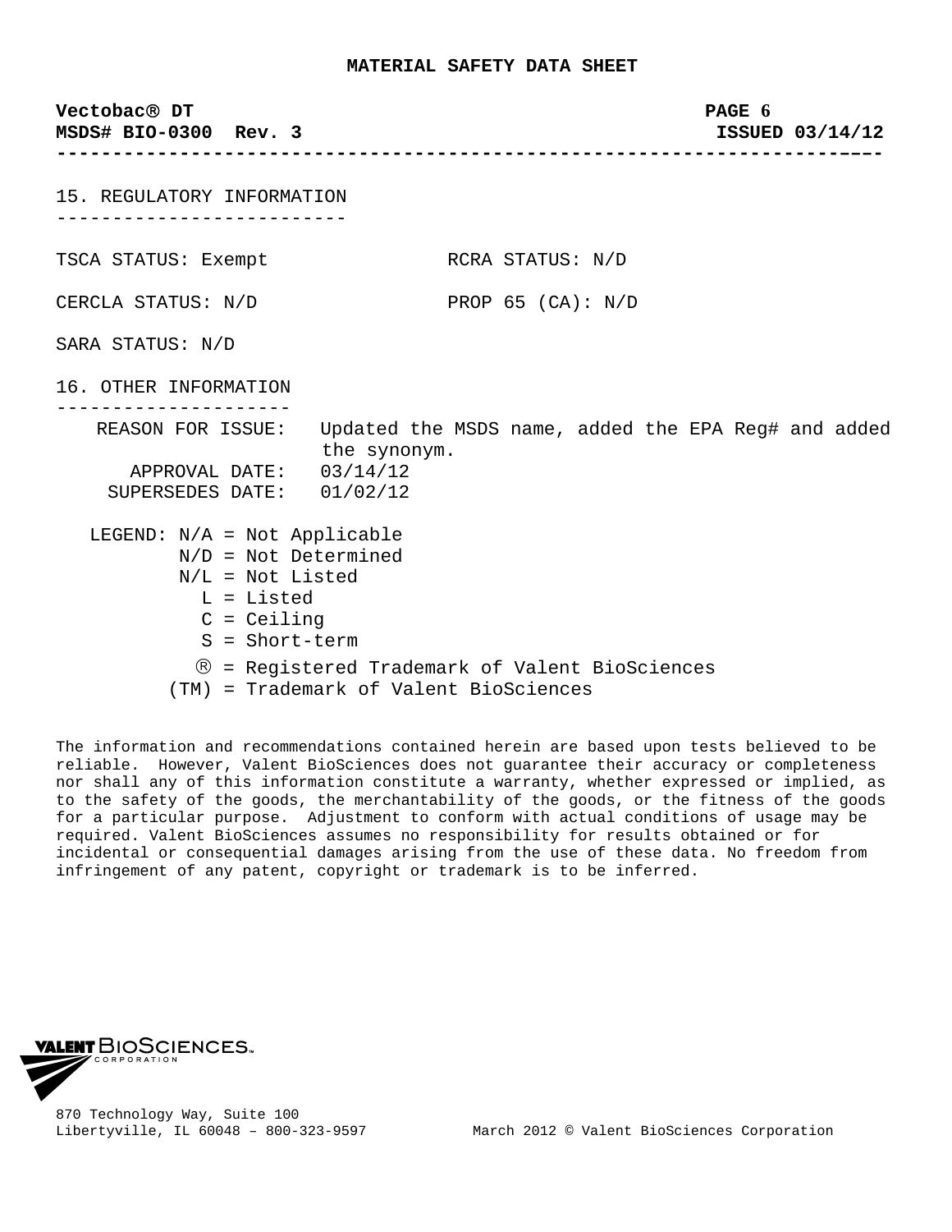# MATERIAL SAFETY DATA SHEET

**Vectobac® DT**
**MSDS# BIO-0300 Rev. 3** **ISSUED 03/14/12**

## 15. REGULATORY INFORMATION

TSCA STATUS: Exempt

RCRA STATUS: N/D

CERCLA STATUS: N/D

PROP 65 (CA): N/D

SARA STATUS: N/D

## 16. OTHER INFORMATION

REASON FOR ISSUE: Updated the MSDS name, added the EPA Reg# and added the synonym.

APPROVAL DATE: 03/14/12

SUPERSEDES DATE: 01/02/12

LEGEND:
- N/A = Not Applicable
- N/D = Not Determined
- N/L = Not Listed
- L = Listed
- C = Ceiling
- S = Short-term
- ® = Registered Trademark of Valent BioSciences
- (TM) = Trademark of Valent BioSciences

The information and recommendations contained herein are based upon tests believed to be reliable. However, Valent BioSciences does not guarantee their accuracy or completeness nor shall any of this information constitute a warranty, whether expressed or implied, as to the safety of the goods, the merchantability of the goods, or the fitness of the goods for a particular purpose. Adjustment to conform with actual conditions of usage may be required. Valent BioSciences assumes no responsibility for results obtained or for incidental or consequential damages arising from the use of these data. No freedom from infringement of any patent, copyright or trademark is to be inferred.

VALENT BIOSCIENCES CORPORATION

870 Technology Way, Suite 100
Libertyville, IL 60048 – 800-323-9597

March 2012 © Valent BioSciences Corporation